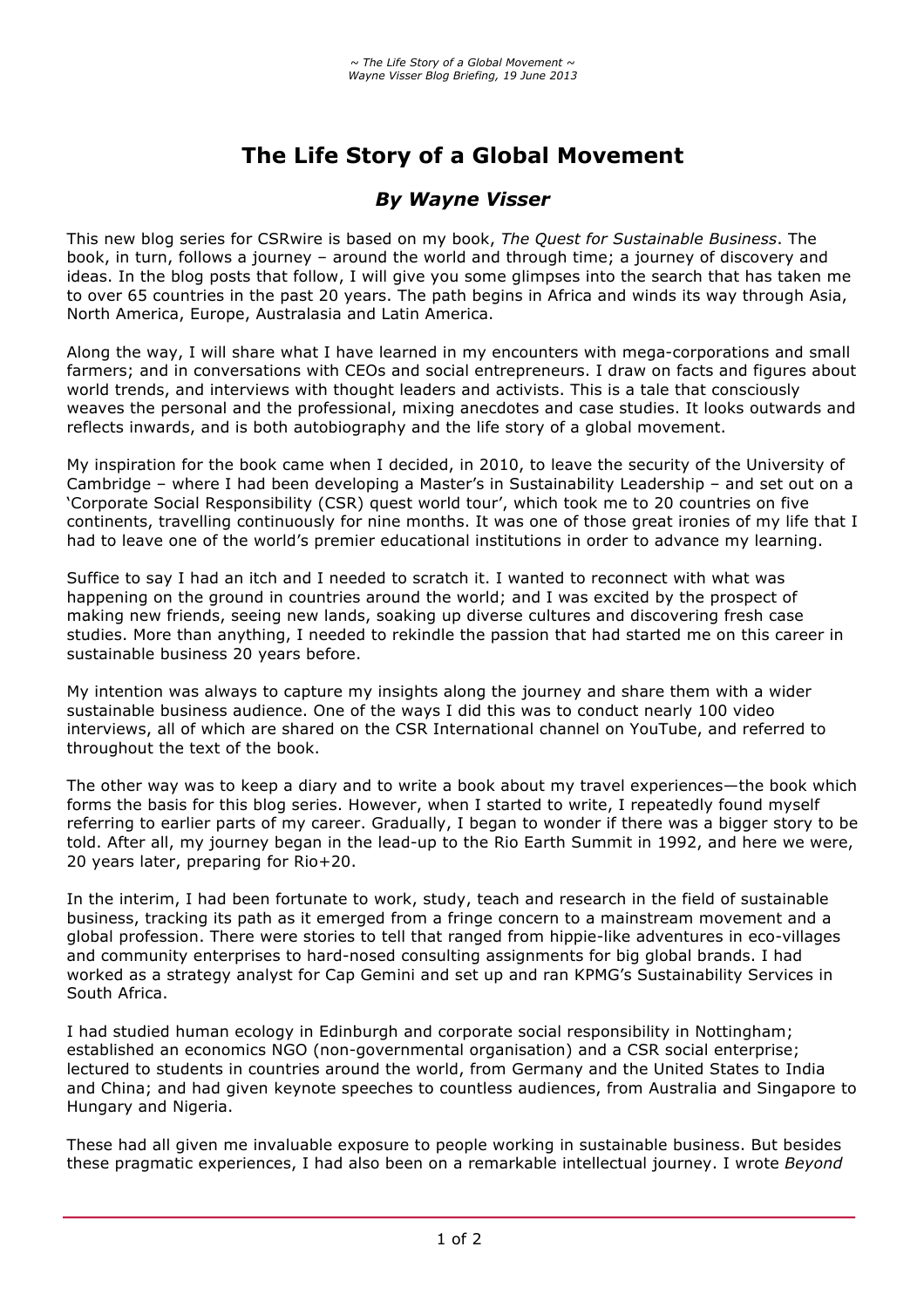# The Life Story of a Global Movement

## *By Wayne Visser*

This new blog series for CSRwire is based on my book, *The Quest for Sustainable Business*. The book, in turn, follows a journey – around the world and through time; a journey of discovery and ideas. In the blog posts that follow, I will give you some glimpses into the search that has taken me to over 65 countries in the past 20 years. The path begins in Africa and winds its way through Asia, North America, Europe, Australasia and Latin America.

Along the way, I will share what I have learned in my encounters with mega-corporations and small farmers; and in conversations with CEOs and social entrepreneurs. I draw on facts and figures about world trends, and interviews with thought leaders and activists. This is a tale that consciously weaves the personal and the professional, mixing anecdotes and case studies. It looks outwards and reflects inwards, and is both autobiography and the life story of a global movement.

My inspiration for the book came when I decided, in 2010, to leave the security of the University of Cambridge – where I had been developing a Master's in Sustainability Leadership – and set out on a 'Corporate Social Responsibility (CSR) quest world tour', which took me to 20 countries on five continents, travelling continuously for nine months. It was one of those great ironies of my life that I had to leave one of the world's premier educational institutions in order to advance my learning.

Suffice to say I had an itch and I needed to scratch it. I wanted to reconnect with what was happening on the ground in countries around the world; and I was excited by the prospect of making new friends, seeing new lands, soaking up diverse cultures and discovering fresh case studies. More than anything, I needed to rekindle the passion that had started me on this career in sustainable business 20 years before.

My intention was always to capture my insights along the journey and share them with a wider sustainable business audience. One of the ways I did this was to conduct nearly 100 video interviews, all of which are shared on the CSR International channel on YouTube, and referred to throughout the text of the book.

The other way was to keep a diary and to write a book about my travel experiences—the book which forms the basis for this blog series. However, when I started to write, I repeatedly found myself referring to earlier parts of my career. Gradually, I began to wonder if there was a bigger story to be told. After all, my journey began in the lead-up to the Rio Earth Summit in 1992, and here we were, 20 years later, preparing for Rio+20.

In the interim, I had been fortunate to work, study, teach and research in the field of sustainable business, tracking its path as it emerged from a fringe concern to a mainstream movement and a global profession. There were stories to tell that ranged from hippie-like adventures in eco-villages and community enterprises to hard-nosed consulting assignments for big global brands. I had worked as a strategy analyst for Cap Gemini and set up and ran KPMG's Sustainability Services in South Africa.

I had studied human ecology in Edinburgh and corporate social responsibility in Nottingham; established an economics NGO (non-governmental organisation) and a CSR social enterprise; lectured to students in countries around the world, from Germany and the United States to India and China; and had given keynote speeches to countless audiences, from Australia and Singapore to Hungary and Nigeria.

These had all given me invaluable exposure to people working in sustainable business. But besides these pragmatic experiences, I had also been on a remarkable intellectual journey. I wrote *Beyond*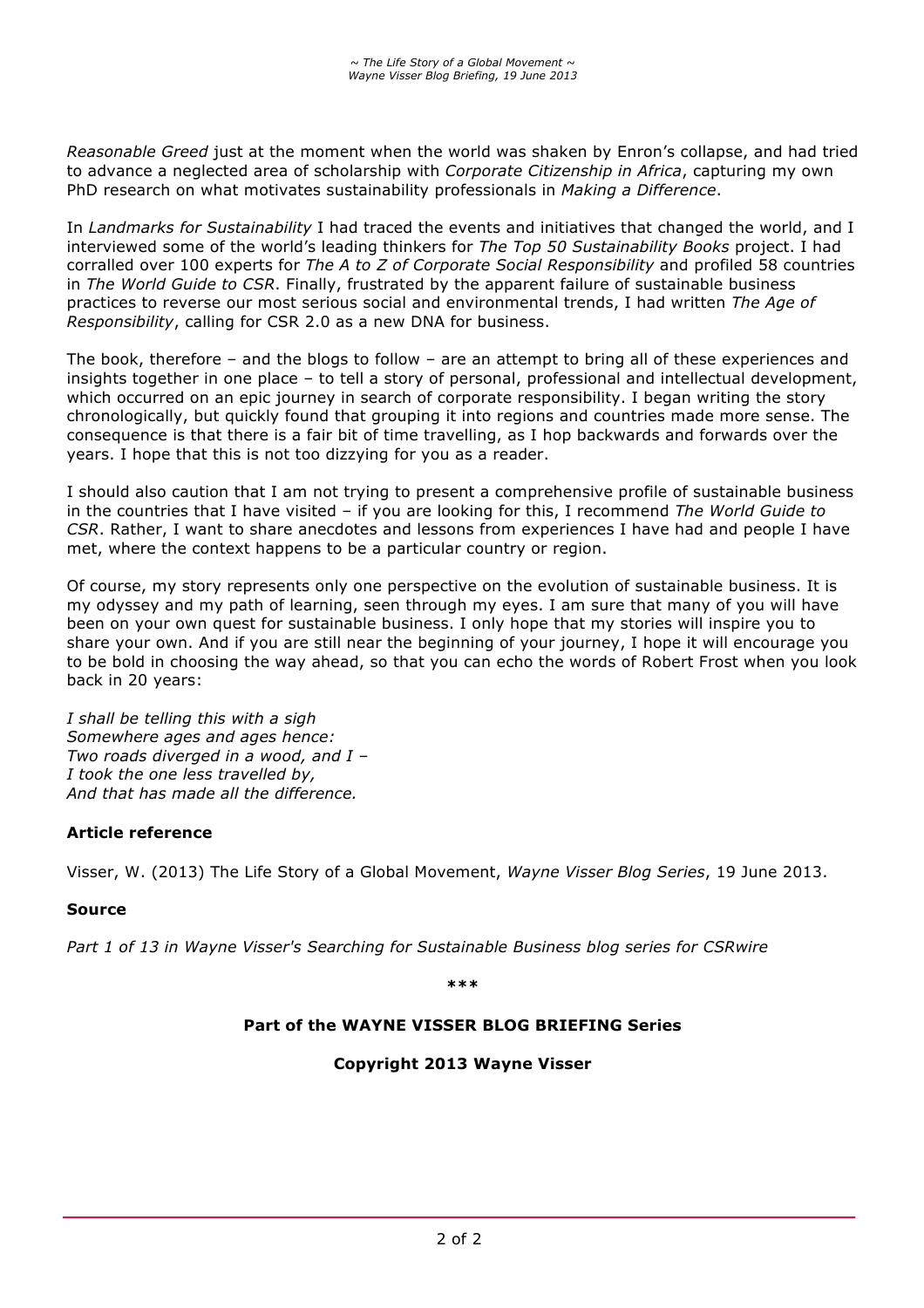*Reasonable Greed* just at the moment when the world was shaken by Enron's collapse, and had tried to advance a neglected area of scholarship with *Corporate Citizenship in Africa*, capturing my own PhD research on what motivates sustainability professionals in *Making a Difference*.

In *Landmarks for Sustainability* I had traced the events and initiatives that changed the world, and I interviewed some of the world's leading thinkers for *The Top 50 Sustainability Books* project. I had corralled over 100 experts for *The A to Z of Corporate Social Responsibility* and profiled 58 countries in *The World Guide to CSR*. Finally, frustrated by the apparent failure of sustainable business practices to reverse our most serious social and environmental trends, I had written *The Age of Responsibility*, calling for CSR 2.0 as a new DNA for business.

The book, therefore – and the blogs to follow – are an attempt to bring all of these experiences and insights together in one place – to tell a story of personal, professional and intellectual development, which occurred on an epic journey in search of corporate responsibility. I began writing the story chronologically, but quickly found that grouping it into regions and countries made more sense. The consequence is that there is a fair bit of time travelling, as I hop backwards and forwards over the years. I hope that this is not too dizzying for you as a reader.

I should also caution that I am not trying to present a comprehensive profile of sustainable business in the countries that I have visited – if you are looking for this, I recommend *The World Guide to CSR*. Rather, I want to share anecdotes and lessons from experiences I have had and people I have met, where the context happens to be a particular country or region.

Of course, my story represents only one perspective on the evolution of sustainable business. It is my odyssey and my path of learning, seen through my eyes. I am sure that many of you will have been on your own quest for sustainable business. I only hope that my stories will inspire you to share your own. And if you are still near the beginning of your journey, I hope it will encourage you to be bold in choosing the way ahead, so that you can echo the words of Robert Frost when you look back in 20 years:

*I shall be telling this with a sigh*
*Somewhere ages and ages hence:*
*Two roads diverged in a wood, and I –*
*I took the one less travelled by,*
*And that has made all the difference.*

**Article reference**

Visser, W. (2013) The Life Story of a Global Movement, *Wayne Visser Blog Series*, 19 June 2013.

**Source**

*Part 1 of 13 in Wayne Visser's Searching for Sustainable Business blog series for CSRwire*

***

**Part of the WAYNE VISSER BLOG BRIEFING Series**

**Copyright 2013 Wayne Visser**